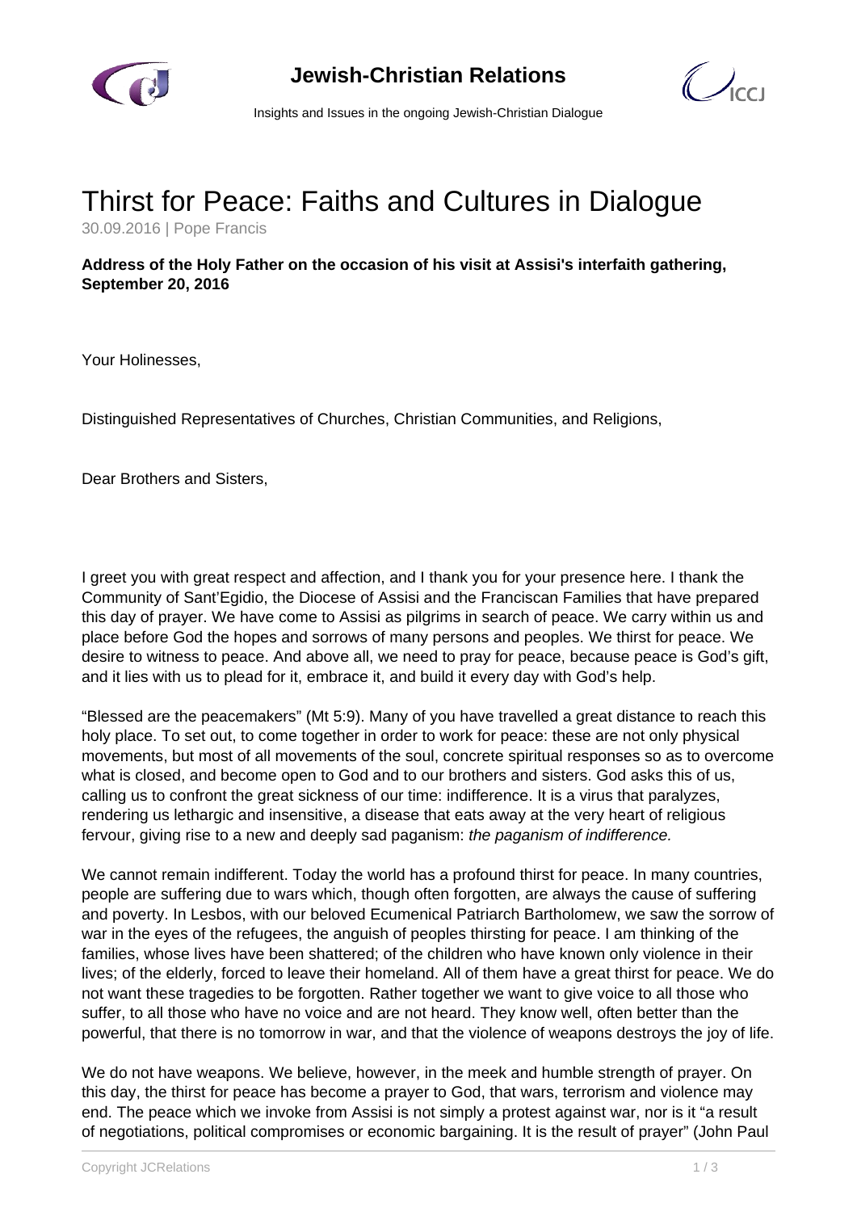# Thirst for Peace: Faiths and Cultures in Dialogue

30.09.2016 | Pope Francis

**Address of the Holy Father on the occasion of his visit at Assisi's interfaith gathering, September 20, 2016**

Your Holinesses,

Distinguished Representatives of Churches, Christian Communities, and Religions,

Dear Brothers and Sisters,

I greet you with great respect and affection, and I thank you for your presence here. I thank the Community of Sant'Egidio, the Diocese of Assisi and the Franciscan Families that have prepared this day of prayer. We have come to Assisi as pilgrims in search of peace. We carry within us and place before God the hopes and sorrows of many persons and peoples. We thirst for peace. We desire to witness to peace. And above all, we need to pray for peace, because peace is God's gift, and it lies with us to plead for it, embrace it, and build it every day with God's help.

"Blessed are the peacemakers" (Mt 5:9). Many of you have travelled a great distance to reach this holy place. To set out, to come together in order to work for peace: these are not only physical movements, but most of all movements of the soul, concrete spiritual responses so as to overcome what is closed, and become open to God and to our brothers and sisters. God asks this of us, calling us to confront the great sickness of our time: indifference. It is a virus that paralyzes, rendering us lethargic and insensitive, a disease that eats away at the very heart of religious fervour, giving rise to a new and deeply sad paganism: *the paganism of indifference.*

We cannot remain indifferent. Today the world has a profound thirst for peace. In many countries, people are suffering due to wars which, though often forgotten, are always the cause of suffering and poverty. In Lesbos, with our beloved Ecumenical Patriarch Bartholomew, we saw the sorrow of war in the eyes of the refugees, the anguish of peoples thirsting for peace. I am thinking of the families, whose lives have been shattered; of the children who have known only violence in their lives; of the elderly, forced to leave their homeland. All of them have a great thirst for peace. We do not want these tragedies to be forgotten. Rather together we want to give voice to all those who suffer, to all those who have no voice and are not heard. They know well, often better than the powerful, that there is no tomorrow in war, and that the violence of weapons destroys the joy of life.

We do not have weapons. We believe, however, in the meek and humble strength of prayer. On this day, the thirst for peace has become a prayer to God, that wars, terrorism and violence may end. The peace which we invoke from Assisi is not simply a protest against war, nor is it "a result of negotiations, political compromises or economic bargaining. It is the result of prayer" (John Paul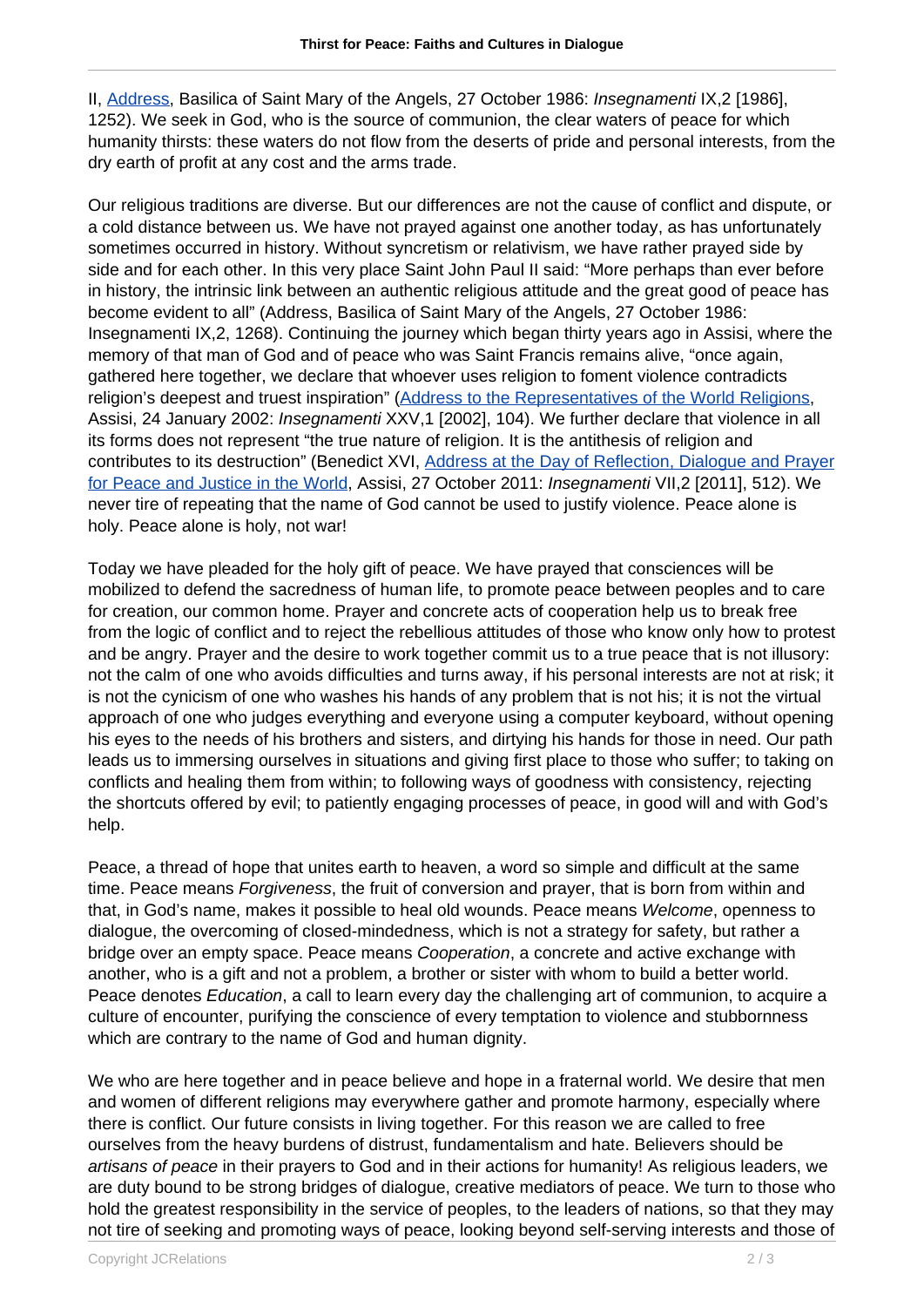II, Address, Basilica of Saint Mary of the Angels, 27 October 1986: *Insegnamenti* IX,2 [1986], 1252). We seek in God, who is the source of communion, the clear waters of peace for which humanity thirsts: these waters do not flow from the deserts of pride and personal interests, from the dry earth of profit at any cost and the arms trade.

Our religious traditions are diverse. But our differences are not the cause of conflict and dispute, or a cold distance between us. We have not prayed against one another today, as has unfortunately sometimes occurred in history. Without syncretism or relativism, we have rather prayed side by side and for each other. In this very place Saint John Paul II said: "More perhaps than ever before in history, the intrinsic link between an authentic religious attitude and the great good of peace has become evident to all" (Address, Basilica of Saint Mary of the Angels, 27 October 1986: Insegnamenti IX,2, 1268). Continuing the journey which began thirty years ago in Assisi, where the memory of that man of God and of peace who was Saint Francis remains alive, "once again, gathered here together, we declare that whoever uses religion to foment violence contradicts religion's deepest and truest inspiration" (Address to the Representatives of the World Religions, Assisi, 24 January 2002: *Insegnamenti* XXV,1 [2002], 104). We further declare that violence in all its forms does not represent "the true nature of religion. It is the antithesis of religion and contributes to its destruction" (Benedict XVI, Address at the Day of Reflection, Dialogue and Prayer for Peace and Justice in the World, Assisi, 27 October 2011: *Insegnamenti* VII,2 [2011], 512). We never tire of repeating that the name of God cannot be used to justify violence. Peace alone is holy. Peace alone is holy, not war!

Today we have pleaded for the holy gift of peace. We have prayed that consciences will be mobilized to defend the sacredness of human life, to promote peace between peoples and to care for creation, our common home. Prayer and concrete acts of cooperation help us to break free from the logic of conflict and to reject the rebellious attitudes of those who know only how to protest and be angry. Prayer and the desire to work together commit us to a true peace that is not illusory: not the calm of one who avoids difficulties and turns away, if his personal interests are not at risk; it is not the cynicism of one who washes his hands of any problem that is not his; it is not the virtual approach of one who judges everything and everyone using a computer keyboard, without opening his eyes to the needs of his brothers and sisters, and dirtying his hands for those in need. Our path leads us to immersing ourselves in situations and giving first place to those who suffer; to taking on conflicts and healing them from within; to following ways of goodness with consistency, rejecting the shortcuts offered by evil; to patiently engaging processes of peace, in good will and with God's help.

Peace, a thread of hope that unites earth to heaven, a word so simple and difficult at the same time. Peace means *Forgiveness*, the fruit of conversion and prayer, that is born from within and that, in God's name, makes it possible to heal old wounds. Peace means *Welcome*, openness to dialogue, the overcoming of closed-mindedness, which is not a strategy for safety, but rather a bridge over an empty space. Peace means *Cooperation*, a concrete and active exchange with another, who is a gift and not a problem, a brother or sister with whom to build a better world. Peace denotes *Education*, a call to learn every day the challenging art of communion, to acquire a culture of encounter, purifying the conscience of every temptation to violence and stubbornness which are contrary to the name of God and human dignity.

We who are here together and in peace believe and hope in a fraternal world. We desire that men and women of different religions may everywhere gather and promote harmony, especially where there is conflict. Our future consists in living together. For this reason we are called to free ourselves from the heavy burdens of distrust, fundamentalism and hate. Believers should be *artisans of peace* in their prayers to God and in their actions for humanity! As religious leaders, we are duty bound to be strong bridges of dialogue, creative mediators of peace. We turn to those who hold the greatest responsibility in the service of peoples, to the leaders of nations, so that they may not tire of seeking and promoting ways of peace, looking beyond self-serving interests and those of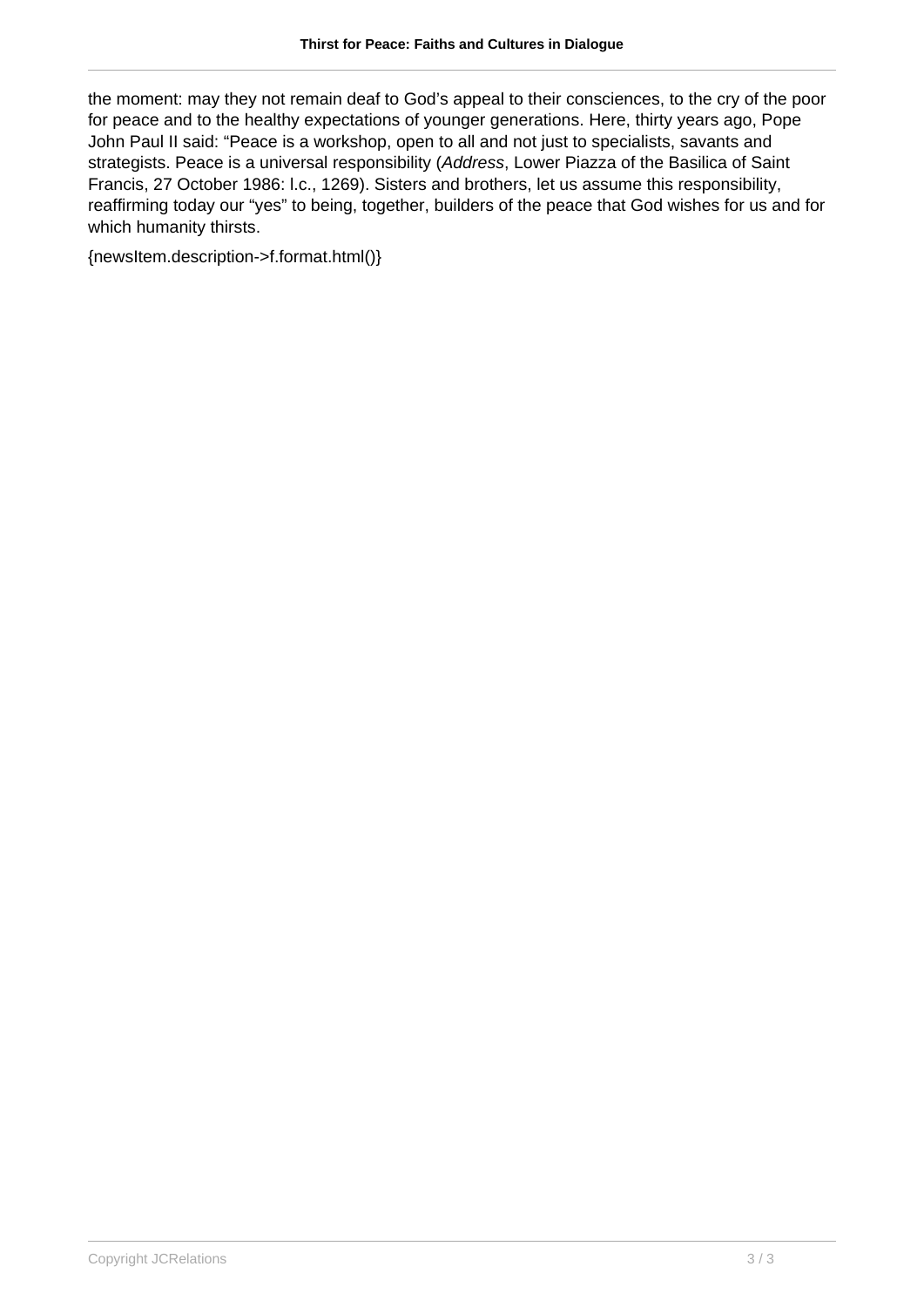the moment: may they not remain deaf to God's appeal to their consciences, to the cry of the poor for peace and to the healthy expectations of younger generations. Here, thirty years ago, Pope John Paul II said: "Peace is a workshop, open to all and not just to specialists, savants and strategists. Peace is a universal responsibility (*Address*, Lower Piazza of the Basilica of Saint Francis, 27 October 1986: l.c., 1269). Sisters and brothers, let us assume this responsibility, reaffirming today our "yes" to being, together, builders of the peace that God wishes for us and for which humanity thirsts.

{newsItem.description->f.format.html()}